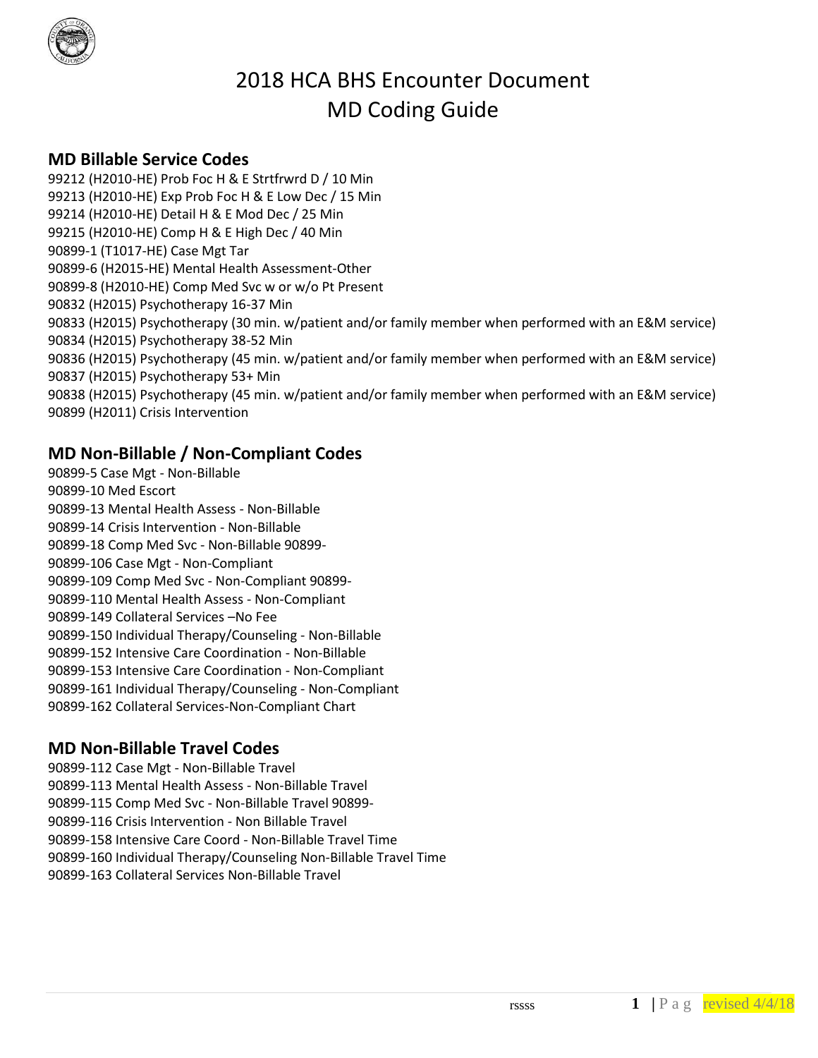# 2018 HCA BHS Encounter Document
# MD Coding Guide

## MD Billable Service Codes

99212 (H2010-HE) Prob Foc H & E Strtfrwrd D / 10 Min
99213 (H2010-HE) Exp Prob Foc H & E Low Dec / 15 Min
99214 (H2010-HE) Detail H & E Mod Dec / 25 Min
99215 (H2010-HE) Comp H & E High Dec / 40 Min
90899-1 (T1017-HE) Case Mgt Tar
90899-6 (H2015-HE) Mental Health Assessment-Other
90899-8 (H2010-HE) Comp Med Svc w or w/o Pt Present
90832 (H2015) Psychotherapy 16-37 Min
90833 (H2015) Psychotherapy (30 min. w/patient and/or family member when performed with an E&M service)
90834 (H2015) Psychotherapy 38-52 Min
90836 (H2015) Psychotherapy (45 min. w/patient and/or family member when performed with an E&M service)
90837 (H2015) Psychotherapy 53+ Min
90838 (H2015) Psychotherapy (45 min. w/patient and/or family member when performed with an E&M service)
90899 (H2011) Crisis Intervention

## MD Non-Billable / Non-Compliant Codes

90899-5 Case Mgt - Non-Billable
90899-10 Med Escort
90899-13 Mental Health Assess - Non-Billable
90899-14 Crisis Intervention - Non-Billable
90899-18 Comp Med Svc - Non-Billable 90899-
90899-106 Case Mgt - Non-Compliant
90899-109 Comp Med Svc - Non-Compliant 90899-
90899-110 Mental Health Assess - Non-Compliant
90899-149 Collateral Services –No Fee
90899-150 Individual Therapy/Counseling - Non-Billable
90899-152 Intensive Care Coordination - Non-Billable
90899-153 Intensive Care Coordination - Non-Compliant
90899-161 Individual Therapy/Counseling - Non-Compliant
90899-162 Collateral Services-Non-Compliant Chart

## MD Non-Billable Travel Codes

90899-112 Case Mgt - Non-Billable Travel
90899-113 Mental Health Assess - Non-Billable Travel
90899-115 Comp Med Svc - Non-Billable Travel 90899-
90899-116 Crisis Intervention - Non Billable Travel
90899-158 Intensive Care Coord - Non-Billable Travel Time
90899-160 Individual Therapy/Counseling Non-Billable Travel Time
90899-163 Collateral Services Non-Billable Travel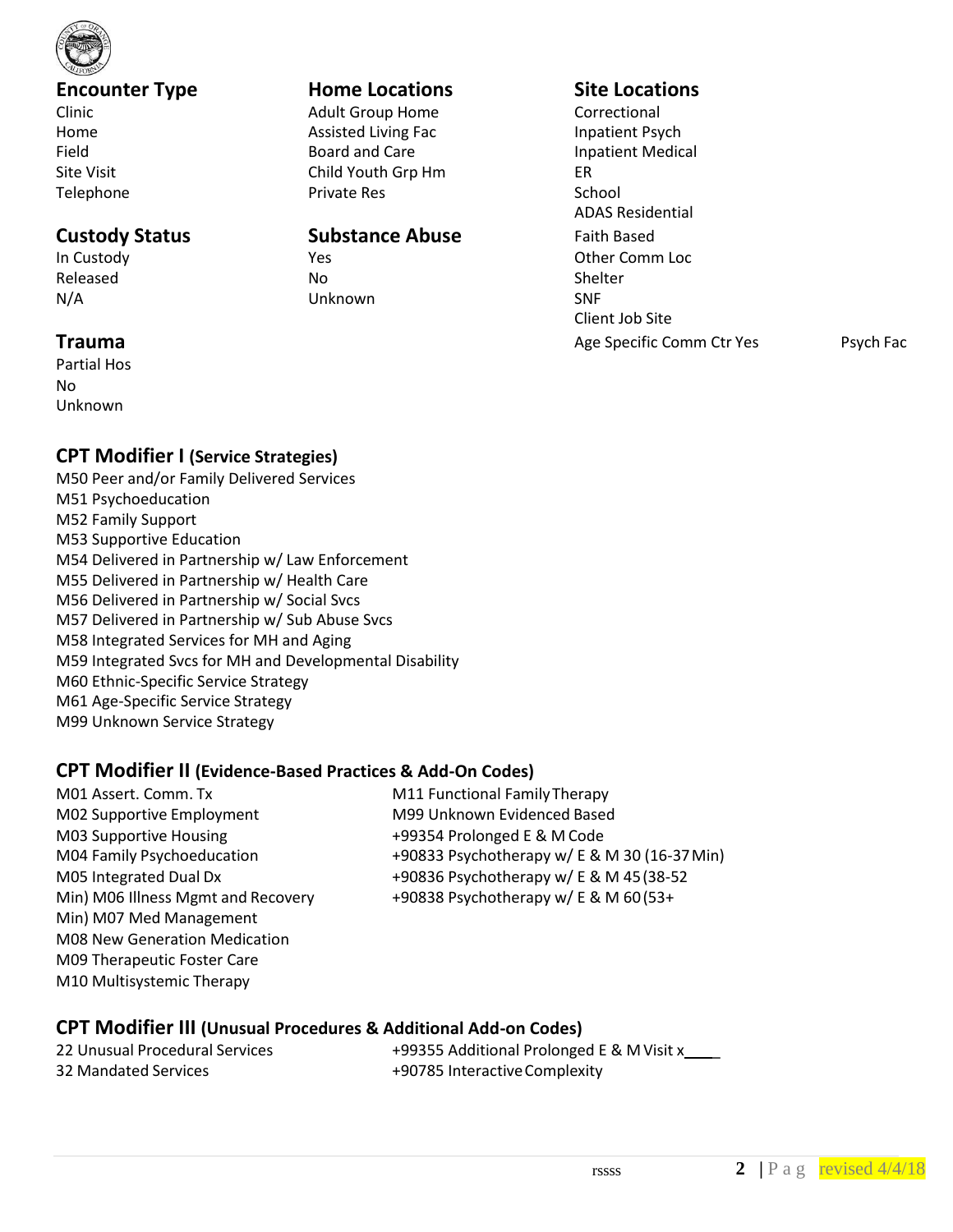## Encounter Type

Clinic
Home
Field
Site Visit
Telephone

## Home Locations

Adult Group Home
Assisted Living Fac
Board and Care
Child Youth Grp Hm
Private Res

## Site Locations

Correctional
Inpatient Psych
Inpatient Medical
ER
School
ADAS Residential
Faith Based
Other Comm Loc
Shelter
SNF
Client Job Site
Age Specific Comm Ctr Yes
Psych Fac

## Custody Status

In Custody
Released
N/A

## Substance Abuse

Yes
No
Unknown

## Trauma

Partial Hos
No
Unknown

## CPT Modifier I (Service Strategies)

M50 Peer and/or Family Delivered Services
M51 Psychoeducation
M52 Family Support
M53 Supportive Education
M54 Delivered in Partnership w/ Law Enforcement
M55 Delivered in Partnership w/ Health Care
M56 Delivered in Partnership w/ Social Svcs
M57 Delivered in Partnership w/ Sub Abuse Svcs
M58 Integrated Services for MH and Aging
M59 Integrated Svcs for MH and Developmental Disability
M60 Ethnic-Specific Service Strategy
M61 Age-Specific Service Strategy
M99 Unknown Service Strategy

## CPT Modifier II (Evidence-Based Practices & Add-On Codes)

M01 Assert. Comm. Tx
M02 Supportive Employment
M03 Supportive Housing
M04 Family Psychoeducation
M05 Integrated Dual Dx
Min) M06 Illness Mgmt and Recovery
Min) M07 Med Management
M08 New Generation Medication
M09 Therapeutic Foster Care
M10 Multisystemic Therapy

M11 Functional Family Therapy
M99 Unknown Evidenced Based
+99354 Prolonged E & M Code
+90833 Psychotherapy w/ E & M 30 (16-37 Min)
+90836 Psychotherapy w/ E & M 45 (38-52
+90838 Psychotherapy w/ E & M 60 (53+

## CPT Modifier III (Unusual Procedures & Additional Add-on Codes)

22 Unusual Procedural Services
32 Mandated Services

+99355 Additional Prolonged E & M Visit x____
+90785 Interactive Complexity

rssss

revised 4/4/18